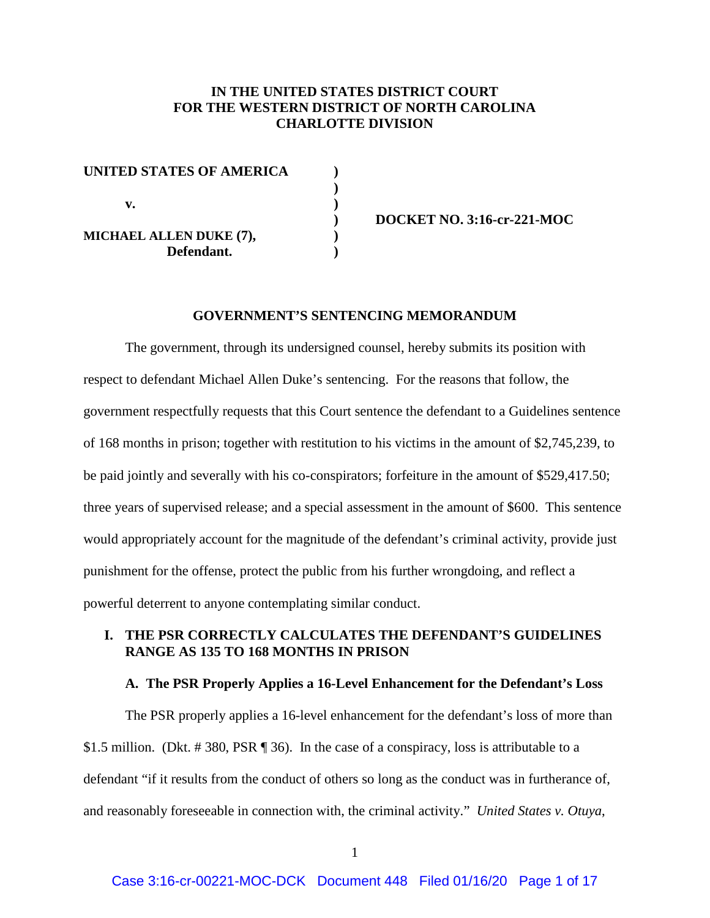**IN THE UNITED STATES DISTRICT COURT**
**FOR THE WESTERN DISTRICT OF NORTH CAROLINA**
**CHARLOTTE DIVISION**

| | | |
|---|---|---|
| **UNITED STATES OF AMERICA** | **)** | |
| | **)** | |
| **v.** | **)** | |
| | **)** | **DOCKET NO. 3:16-cr-221-MOC** |
| **MICHAEL ALLEN DUKE (7),** | **)** | |
| **Defendant.** | **)** | |

## GOVERNMENT'S SENTENCING MEMORANDUM

The government, through its undersigned counsel, hereby submits its position with respect to defendant Michael Allen Duke's sentencing. For the reasons that follow, the government respectfully requests that this Court sentence the defendant to a Guidelines sentence of 168 months in prison; together with restitution to his victims in the amount of $2,745,239, to be paid jointly and severally with his co-conspirators; forfeiture in the amount of $529,417.50; three years of supervised release; and a special assessment in the amount of $600. This sentence would appropriately account for the magnitude of the defendant's criminal activity, provide just punishment for the offense, protect the public from his further wrongdoing, and reflect a powerful deterrent to anyone contemplating similar conduct.

## I. THE PSR CORRECTLY CALCULATES THE DEFENDANT'S GUIDELINES RANGE AS 135 TO 168 MONTHS IN PRISON

### A. The PSR Properly Applies a 16-Level Enhancement for the Defendant's Loss

The PSR properly applies a 16-level enhancement for the defendant's loss of more than $1.5 million. (Dkt. # 380, PSR ¶ 36). In the case of a conspiracy, loss is attributable to a defendant "if it results from the conduct of others so long as the conduct was in furtherance of, and reasonably foreseeable in connection with, the criminal activity." *United States v. Otuya*,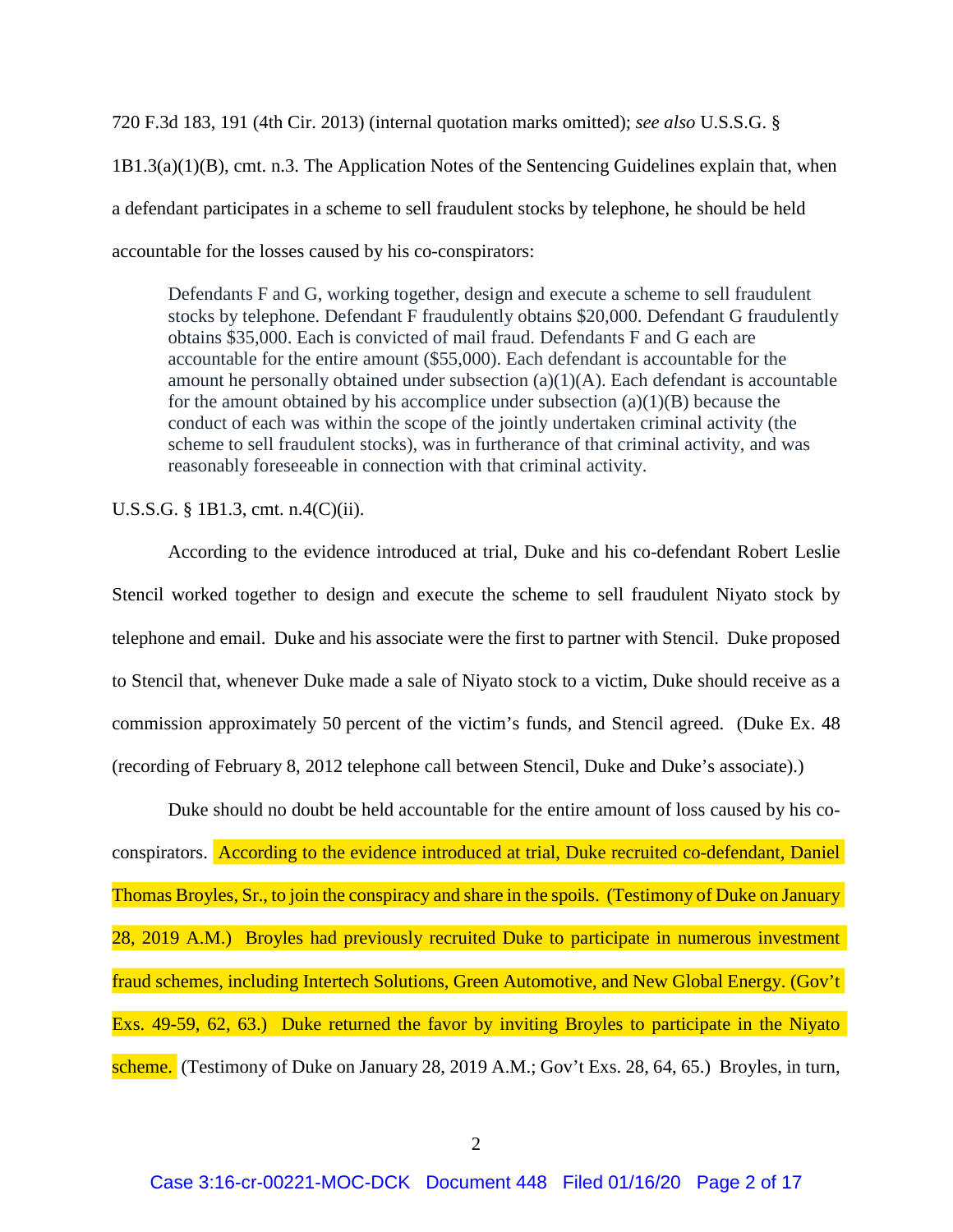720 F.3d 183, 191 (4th Cir. 2013) (internal quotation marks omitted); *see also* U.S.S.G. § 1B1.3(a)(1)(B), cmt. n.3. The Application Notes of the Sentencing Guidelines explain that, when a defendant participates in a scheme to sell fraudulent stocks by telephone, he should be held accountable for the losses caused by his co-conspirators:

> Defendants F and G, working together, design and execute a scheme to sell fraudulent stocks by telephone. Defendant F fraudulently obtains $20,000. Defendant G fraudulently obtains $35,000. Each is convicted of mail fraud. Defendants F and G each are accountable for the entire amount ($55,000). Each defendant is accountable for the amount he personally obtained under subsection (a)(1)(A). Each defendant is accountable for the amount obtained by his accomplice under subsection (a)(1)(B) because the conduct of each was within the scope of the jointly undertaken criminal activity (the scheme to sell fraudulent stocks), was in furtherance of that criminal activity, and was reasonably foreseeable in connection with that criminal activity.

U.S.S.G. § 1B1.3, cmt. n.4(C)(ii).

According to the evidence introduced at trial, Duke and his co-defendant Robert Leslie Stencil worked together to design and execute the scheme to sell fraudulent Niyato stock by telephone and email. Duke and his associate were the first to partner with Stencil. Duke proposed to Stencil that, whenever Duke made a sale of Niyato stock to a victim, Duke should receive as a commission approximately 50 percent of the victim's funds, and Stencil agreed. (Duke Ex. 48 (recording of February 8, 2012 telephone call between Stencil, Duke and Duke's associate).)

Duke should no doubt be held accountable for the entire amount of loss caused by his co-conspirators. According to the evidence introduced at trial, Duke recruited co-defendant, Daniel Thomas Broyles, Sr., to join the conspiracy and share in the spoils. (Testimony of Duke on January 28, 2019 A.M.) Broyles had previously recruited Duke to participate in numerous investment fraud schemes, including Intertech Solutions, Green Automotive, and New Global Energy. (Gov't Exs. 49-59, 62, 63.) Duke returned the favor by inviting Broyles to participate in the Niyato scheme. (Testimony of Duke on January 28, 2019 A.M.; Gov't Exs. 28, 64, 65.) Broyles, in turn,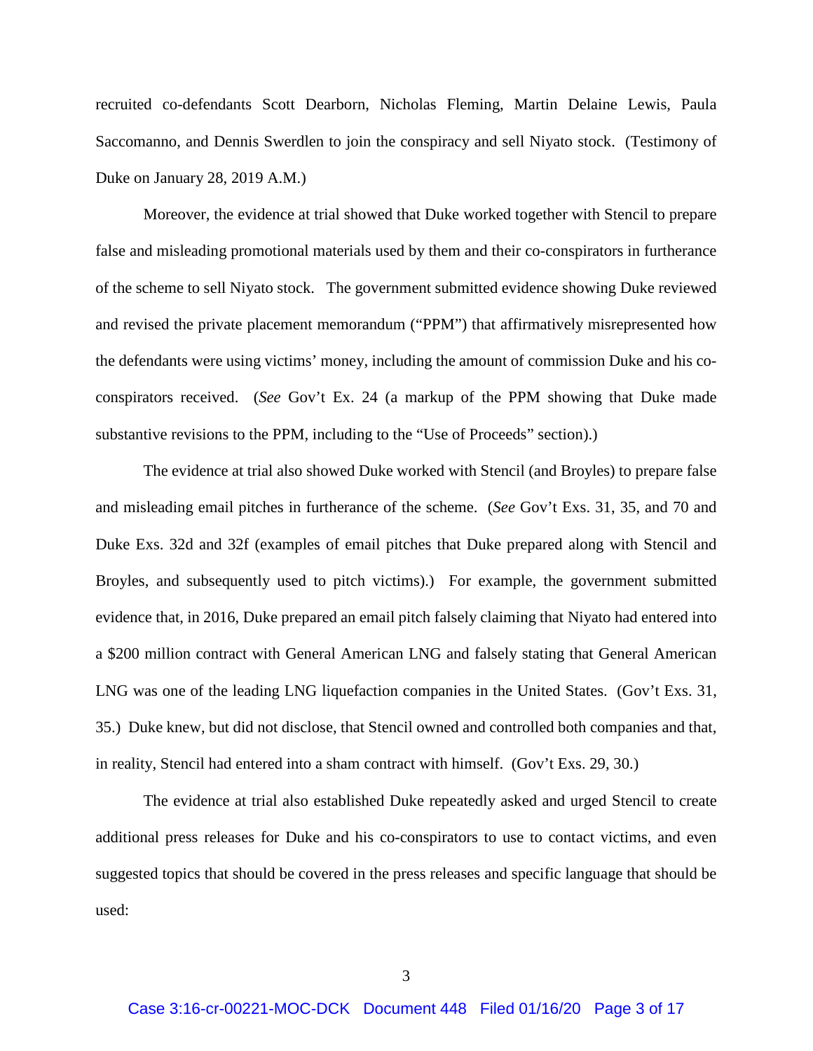recruited co-defendants Scott Dearborn, Nicholas Fleming, Martin Delaine Lewis, Paula Saccomanno, and Dennis Swerdlen to join the conspiracy and sell Niyato stock. (Testimony of Duke on January 28, 2019 A.M.)

Moreover, the evidence at trial showed that Duke worked together with Stencil to prepare false and misleading promotional materials used by them and their co-conspirators in furtherance of the scheme to sell Niyato stock. The government submitted evidence showing Duke reviewed and revised the private placement memorandum ("PPM") that affirmatively misrepresented how the defendants were using victims' money, including the amount of commission Duke and his co-conspirators received. (*See* Gov't Ex. 24 (a markup of the PPM showing that Duke made substantive revisions to the PPM, including to the "Use of Proceeds" section).)

The evidence at trial also showed Duke worked with Stencil (and Broyles) to prepare false and misleading email pitches in furtherance of the scheme. (*See* Gov't Exs. 31, 35, and 70 and Duke Exs. 32d and 32f (examples of email pitches that Duke prepared along with Stencil and Broyles, and subsequently used to pitch victims).) For example, the government submitted evidence that, in 2016, Duke prepared an email pitch falsely claiming that Niyato had entered into a $200 million contract with General American LNG and falsely stating that General American LNG was one of the leading LNG liquefaction companies in the United States. (Gov't Exs. 31, 35.) Duke knew, but did not disclose, that Stencil owned and controlled both companies and that, in reality, Stencil had entered into a sham contract with himself. (Gov't Exs. 29, 30.)

The evidence at trial also established Duke repeatedly asked and urged Stencil to create additional press releases for Duke and his co-conspirators to use to contact victims, and even suggested topics that should be covered in the press releases and specific language that should be used: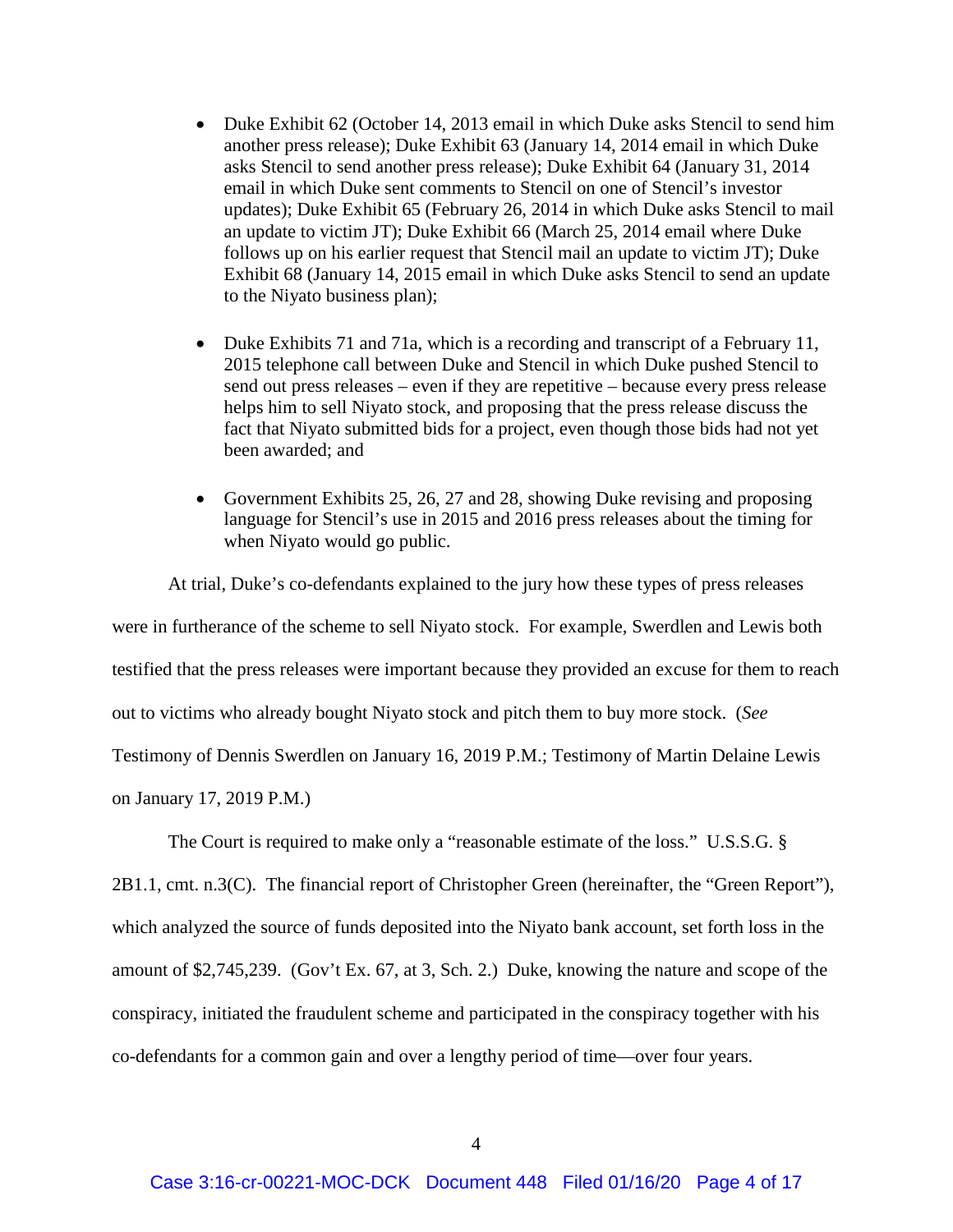- Duke Exhibit 62 (October 14, 2013 email in which Duke asks Stencil to send him another press release); Duke Exhibit 63 (January 14, 2014 email in which Duke asks Stencil to send another press release); Duke Exhibit 64 (January 31, 2014 email in which Duke sent comments to Stencil on one of Stencil's investor updates); Duke Exhibit 65 (February 26, 2014 in which Duke asks Stencil to mail an update to victim JT); Duke Exhibit 66 (March 25, 2014 email where Duke follows up on his earlier request that Stencil mail an update to victim JT); Duke Exhibit 68 (January 14, 2015 email in which Duke asks Stencil to send an update to the Niyato business plan);

- Duke Exhibits 71 and 71a, which is a recording and transcript of a February 11, 2015 telephone call between Duke and Stencil in which Duke pushed Stencil to send out press releases – even if they are repetitive – because every press release helps him to sell Niyato stock, and proposing that the press release discuss the fact that Niyato submitted bids for a project, even though those bids had not yet been awarded; and

- Government Exhibits 25, 26, 27 and 28, showing Duke revising and proposing language for Stencil's use in 2015 and 2016 press releases about the timing for when Niyato would go public.

At trial, Duke's co-defendants explained to the jury how these types of press releases were in furtherance of the scheme to sell Niyato stock. For example, Swerdlen and Lewis both testified that the press releases were important because they provided an excuse for them to reach out to victims who already bought Niyato stock and pitch them to buy more stock. (*See* Testimony of Dennis Swerdlen on January 16, 2019 P.M.; Testimony of Martin Delaine Lewis on January 17, 2019 P.M.)

The Court is required to make only a "reasonable estimate of the loss." U.S.S.G. § 2B1.1, cmt. n.3(C). The financial report of Christopher Green (hereinafter, the "Green Report"), which analyzed the source of funds deposited into the Niyato bank account, set forth loss in the amount of $2,745,239. (Gov't Ex. 67, at 3, Sch. 2.) Duke, knowing the nature and scope of the conspiracy, initiated the fraudulent scheme and participated in the conspiracy together with his co-defendants for a common gain and over a lengthy period of time—over four years.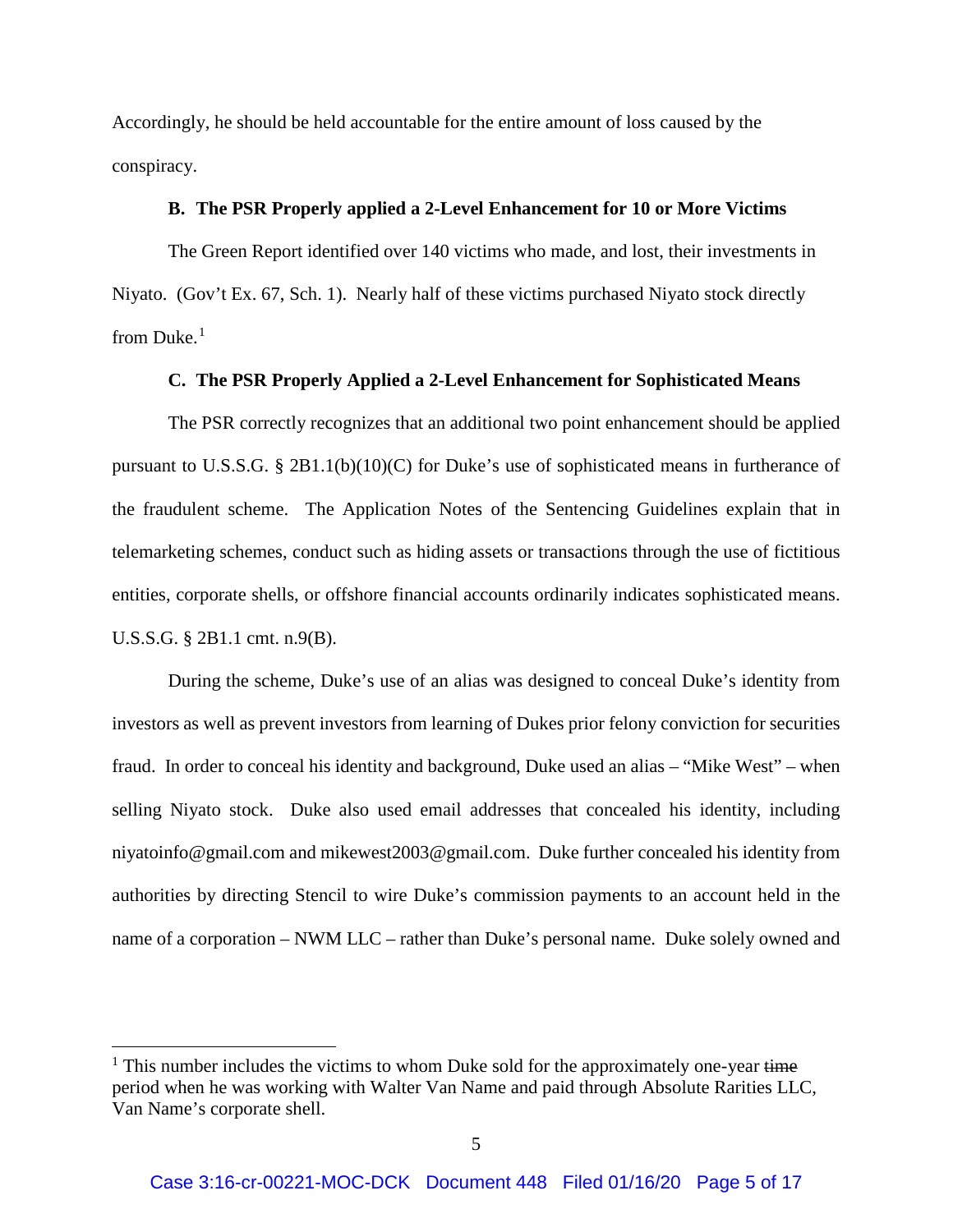Accordingly, he should be held accountable for the entire amount of loss caused by the conspiracy.

### B. The PSR Properly applied a 2-Level Enhancement for 10 or More Victims

The Green Report identified over 140 victims who made, and lost, their investments in Niyato. (Gov't Ex. 67, Sch. 1). Nearly half of these victims purchased Niyato stock directly from Duke.[1]

### C. The PSR Properly Applied a 2-Level Enhancement for Sophisticated Means

The PSR correctly recognizes that an additional two point enhancement should be applied pursuant to U.S.S.G. § 2B1.1(b)(10)(C) for Duke's use of sophisticated means in furtherance of the fraudulent scheme. The Application Notes of the Sentencing Guidelines explain that in telemarketing schemes, conduct such as hiding assets or transactions through the use of fictitious entities, corporate shells, or offshore financial accounts ordinarily indicates sophisticated means. U.S.S.G. § 2B1.1 cmt. n.9(B).

During the scheme, Duke's use of an alias was designed to conceal Duke's identity from investors as well as prevent investors from learning of Dukes prior felony conviction for securities fraud. In order to conceal his identity and background, Duke used an alias – "Mike West" – when selling Niyato stock. Duke also used email addresses that concealed his identity, including niyatoinfo@gmail.com and mikewest2003@gmail.com. Duke further concealed his identity from authorities by directing Stencil to wire Duke's commission payments to an account held in the name of a corporation – NWM LLC – rather than Duke's personal name. Duke solely owned and

---

[1] This number includes the victims to whom Duke sold for the approximately one-year ~~time~~ period when he was working with Walter Van Name and paid through Absolute Rarities LLC, Van Name's corporate shell.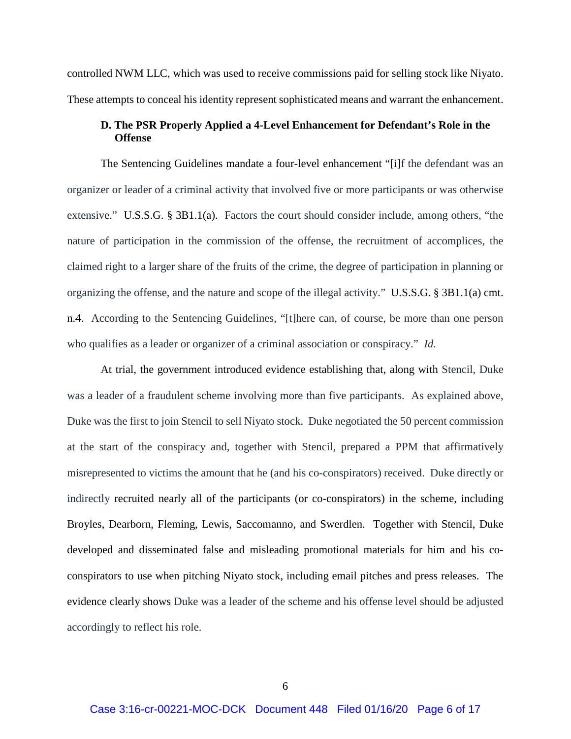controlled NWM LLC, which was used to receive commissions paid for selling stock like Niyato. These attempts to conceal his identity represent sophisticated means and warrant the enhancement.

### D. The PSR Properly Applied a 4-Level Enhancement for Defendant's Role in the Offense

The Sentencing Guidelines mandate a four-level enhancement "[i]f the defendant was an organizer or leader of a criminal activity that involved five or more participants or was otherwise extensive." U.S.S.G. § 3B1.1(a). Factors the court should consider include, among others, "the nature of participation in the commission of the offense, the recruitment of accomplices, the claimed right to a larger share of the fruits of the crime, the degree of participation in planning or organizing the offense, and the nature and scope of the illegal activity." U.S.S.G. § 3B1.1(a) cmt. n.4. According to the Sentencing Guidelines, "[t]here can, of course, be more than one person who qualifies as a leader or organizer of a criminal association or conspiracy." *Id.*

At trial, the government introduced evidence establishing that, along with Stencil, Duke was a leader of a fraudulent scheme involving more than five participants. As explained above, Duke was the first to join Stencil to sell Niyato stock. Duke negotiated the 50 percent commission at the start of the conspiracy and, together with Stencil, prepared a PPM that affirmatively misrepresented to victims the amount that he (and his co-conspirators) received. Duke directly or indirectly recruited nearly all of the participants (or co-conspirators) in the scheme, including Broyles, Dearborn, Fleming, Lewis, Saccomanno, and Swerdlen. Together with Stencil, Duke developed and disseminated false and misleading promotional materials for him and his co-conspirators to use when pitching Niyato stock, including email pitches and press releases. The evidence clearly shows Duke was a leader of the scheme and his offense level should be adjusted accordingly to reflect his role.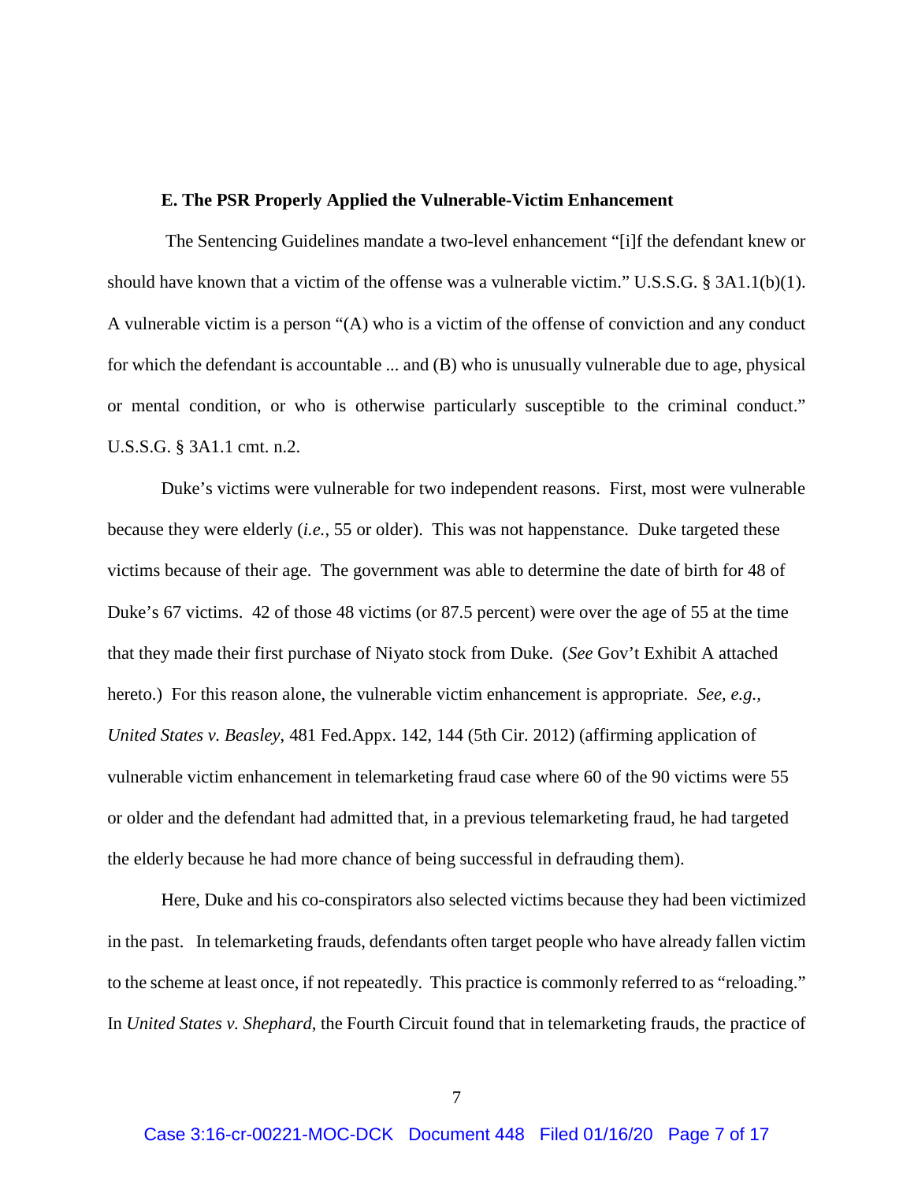**E. The PSR Properly Applied the Vulnerable-Victim Enhancement**

The Sentencing Guidelines mandate a two-level enhancement "[i]f the defendant knew or should have known that a victim of the offense was a vulnerable victim." U.S.S.G. § 3A1.1(b)(1). A vulnerable victim is a person "(A) who is a victim of the offense of conviction and any conduct for which the defendant is accountable ... and (B) who is unusually vulnerable due to age, physical or mental condition, or who is otherwise particularly susceptible to the criminal conduct." U.S.S.G. § 3A1.1 cmt. n.2.

Duke's victims were vulnerable for two independent reasons. First, most were vulnerable because they were elderly (*i.e.*, 55 or older). This was not happenstance. Duke targeted these victims because of their age. The government was able to determine the date of birth for 48 of Duke's 67 victims. 42 of those 48 victims (or 87.5 percent) were over the age of 55 at the time that they made their first purchase of Niyato stock from Duke. (*See* Gov't Exhibit A attached hereto.) For this reason alone, the vulnerable victim enhancement is appropriate. *See, e.g., United States v. Beasley*, 481 Fed.Appx. 142, 144 (5th Cir. 2012) (affirming application of vulnerable victim enhancement in telemarketing fraud case where 60 of the 90 victims were 55 or older and the defendant had admitted that, in a previous telemarketing fraud, he had targeted the elderly because he had more chance of being successful in defrauding them).

Here, Duke and his co-conspirators also selected victims because they had been victimized in the past. In telemarketing frauds, defendants often target people who have already fallen victim to the scheme at least once, if not repeatedly. This practice is commonly referred to as "reloading." In *United States v. Shephard*, the Fourth Circuit found that in telemarketing frauds, the practice of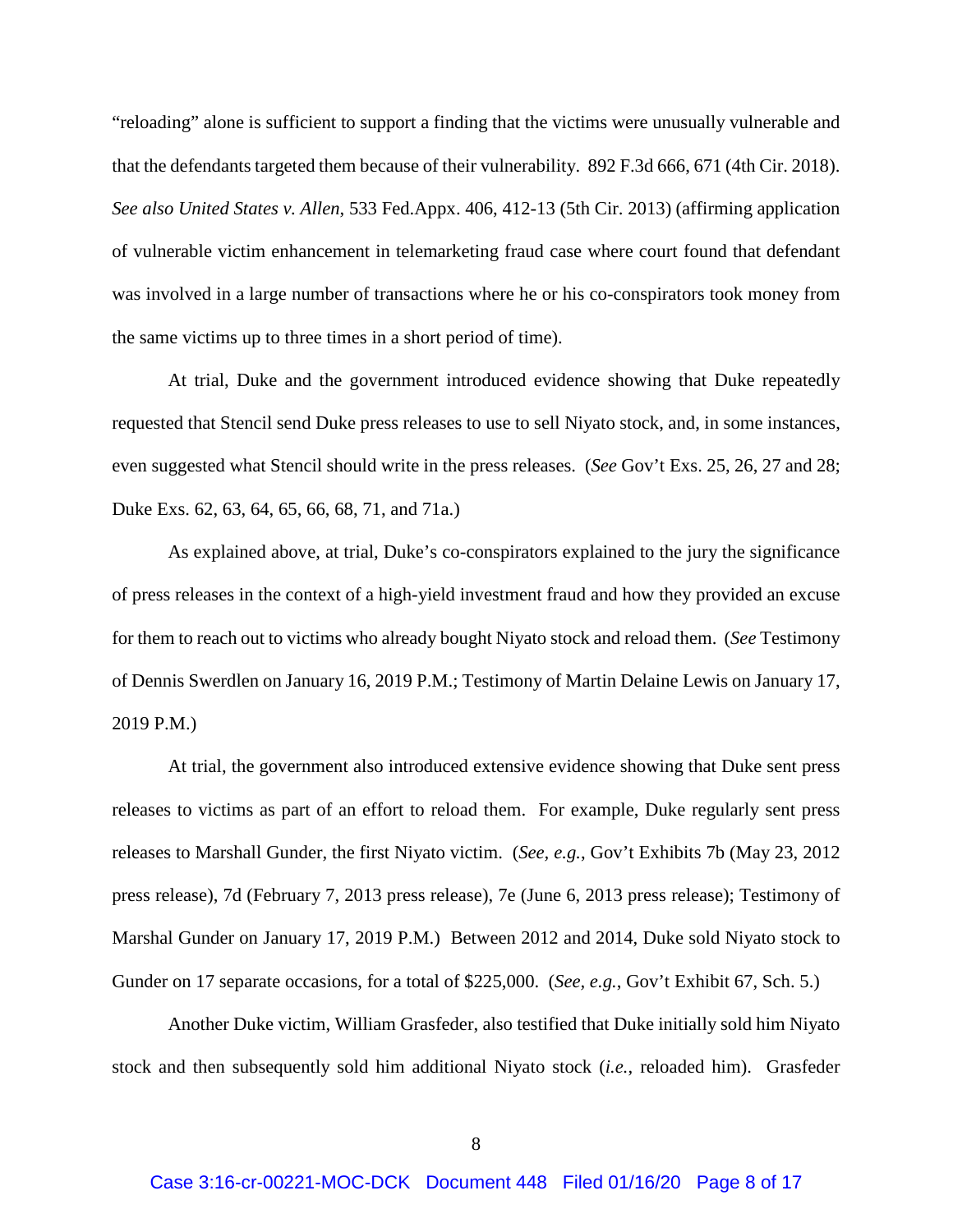"reloading" alone is sufficient to support a finding that the victims were unusually vulnerable and that the defendants targeted them because of their vulnerability. 892 F.3d 666, 671 (4th Cir. 2018). *See also United States v. Allen*, 533 Fed.Appx. 406, 412-13 (5th Cir. 2013) (affirming application of vulnerable victim enhancement in telemarketing fraud case where court found that defendant was involved in a large number of transactions where he or his co-conspirators took money from the same victims up to three times in a short period of time).

At trial, Duke and the government introduced evidence showing that Duke repeatedly requested that Stencil send Duke press releases to use to sell Niyato stock, and, in some instances, even suggested what Stencil should write in the press releases. (*See* Gov't Exs. 25, 26, 27 and 28; Duke Exs. 62, 63, 64, 65, 66, 68, 71, and 71a.)

As explained above, at trial, Duke's co-conspirators explained to the jury the significance of press releases in the context of a high-yield investment fraud and how they provided an excuse for them to reach out to victims who already bought Niyato stock and reload them. (*See* Testimony of Dennis Swerdlen on January 16, 2019 P.M.; Testimony of Martin Delaine Lewis on January 17, 2019 P.M.)

At trial, the government also introduced extensive evidence showing that Duke sent press releases to victims as part of an effort to reload them. For example, Duke regularly sent press releases to Marshall Gunder, the first Niyato victim. (*See, e.g.*, Gov't Exhibits 7b (May 23, 2012 press release), 7d (February 7, 2013 press release), 7e (June 6, 2013 press release); Testimony of Marshal Gunder on January 17, 2019 P.M.) Between 2012 and 2014, Duke sold Niyato stock to Gunder on 17 separate occasions, for a total of $225,000. (*See, e.g.*, Gov't Exhibit 67, Sch. 5.)

Another Duke victim, William Grasfeder, also testified that Duke initially sold him Niyato stock and then subsequently sold him additional Niyato stock (*i.e.*, reloaded him). Grasfeder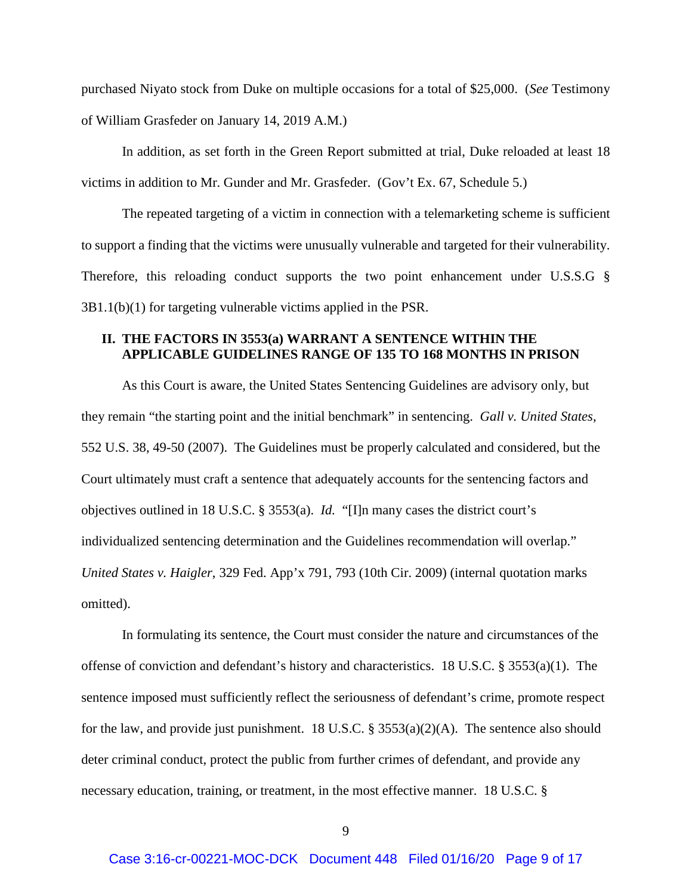purchased Niyato stock from Duke on multiple occasions for a total of $25,000. (*See* Testimony of William Grasfeder on January 14, 2019 A.M.)

In addition, as set forth in the Green Report submitted at trial, Duke reloaded at least 18 victims in addition to Mr. Gunder and Mr. Grasfeder. (Gov't Ex. 67, Schedule 5.)

The repeated targeting of a victim in connection with a telemarketing scheme is sufficient to support a finding that the victims were unusually vulnerable and targeted for their vulnerability. Therefore, this reloading conduct supports the two point enhancement under U.S.S.G § 3B1.1(b)(1) for targeting vulnerable victims applied in the PSR.

## II. THE FACTORS IN 3553(a) WARRANT A SENTENCE WITHIN THE APPLICABLE GUIDELINES RANGE OF 135 TO 168 MONTHS IN PRISON

As this Court is aware, the United States Sentencing Guidelines are advisory only, but they remain "the starting point and the initial benchmark" in sentencing. *Gall v. United States*, 552 U.S. 38, 49-50 (2007). The Guidelines must be properly calculated and considered, but the Court ultimately must craft a sentence that adequately accounts for the sentencing factors and objectives outlined in 18 U.S.C. § 3553(a). *Id.* "[I]n many cases the district court's individualized sentencing determination and the Guidelines recommendation will overlap." *United States v. Haigler*, 329 Fed. App'x 791, 793 (10th Cir. 2009) (internal quotation marks omitted).

In formulating its sentence, the Court must consider the nature and circumstances of the offense of conviction and defendant's history and characteristics. 18 U.S.C. § 3553(a)(1). The sentence imposed must sufficiently reflect the seriousness of defendant's crime, promote respect for the law, and provide just punishment. 18 U.S.C. § 3553(a)(2)(A). The sentence also should deter criminal conduct, protect the public from further crimes of defendant, and provide any necessary education, training, or treatment, in the most effective manner. 18 U.S.C. §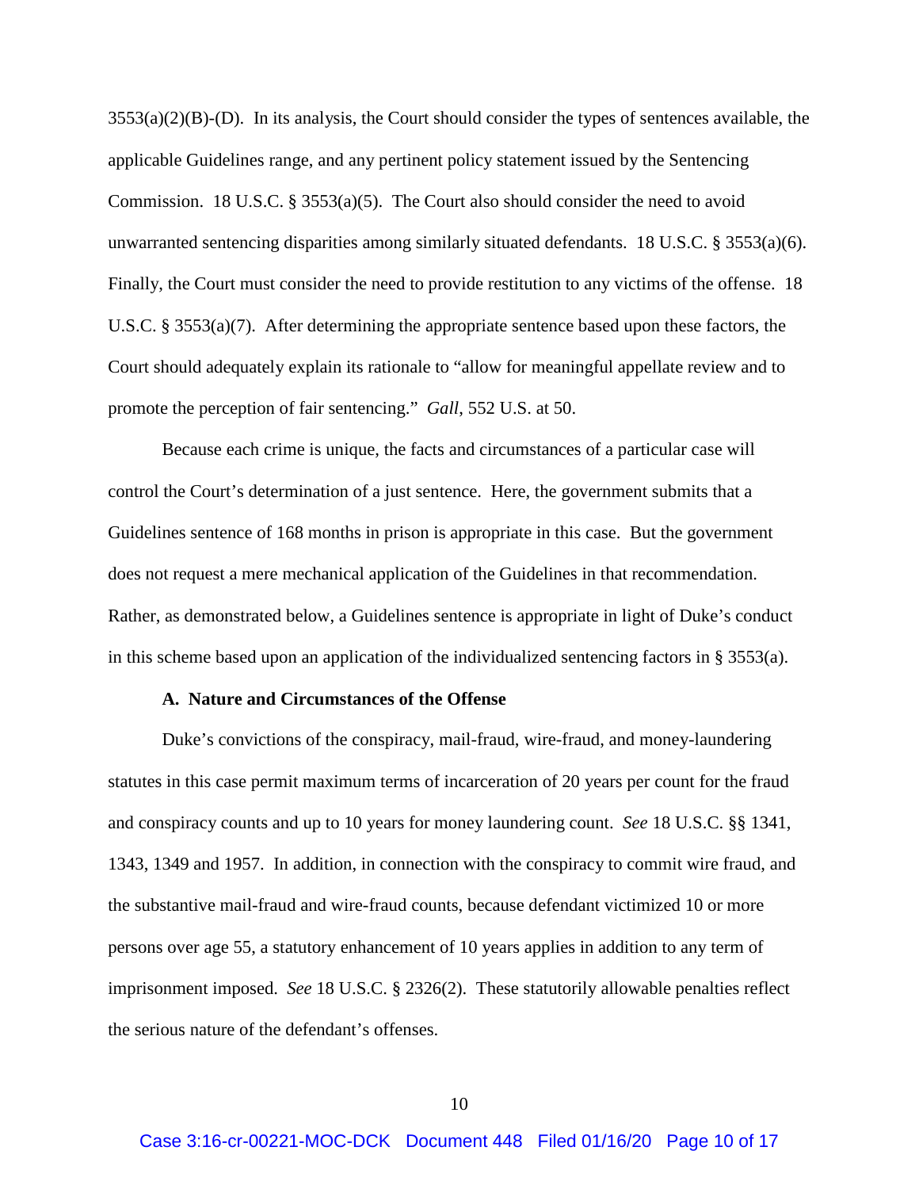3553(a)(2)(B)-(D). In its analysis, the Court should consider the types of sentences available, the applicable Guidelines range, and any pertinent policy statement issued by the Sentencing Commission. 18 U.S.C. § 3553(a)(5). The Court also should consider the need to avoid unwarranted sentencing disparities among similarly situated defendants. 18 U.S.C. § 3553(a)(6). Finally, the Court must consider the need to provide restitution to any victims of the offense. 18 U.S.C. § 3553(a)(7). After determining the appropriate sentence based upon these factors, the Court should adequately explain its rationale to "allow for meaningful appellate review and to promote the perception of fair sentencing." *Gall*, 552 U.S. at 50.

Because each crime is unique, the facts and circumstances of a particular case will control the Court's determination of a just sentence. Here, the government submits that a Guidelines sentence of 168 months in prison is appropriate in this case. But the government does not request a mere mechanical application of the Guidelines in that recommendation. Rather, as demonstrated below, a Guidelines sentence is appropriate in light of Duke's conduct in this scheme based upon an application of the individualized sentencing factors in § 3553(a).

**A. Nature and Circumstances of the Offense**

Duke's convictions of the conspiracy, mail-fraud, wire-fraud, and money-laundering statutes in this case permit maximum terms of incarceration of 20 years per count for the fraud and conspiracy counts and up to 10 years for money laundering count. *See* 18 U.S.C. §§ 1341, 1343, 1349 and 1957. In addition, in connection with the conspiracy to commit wire fraud, and the substantive mail-fraud and wire-fraud counts, because defendant victimized 10 or more persons over age 55, a statutory enhancement of 10 years applies in addition to any term of imprisonment imposed. *See* 18 U.S.C. § 2326(2). These statutorily allowable penalties reflect the serious nature of the defendant's offenses.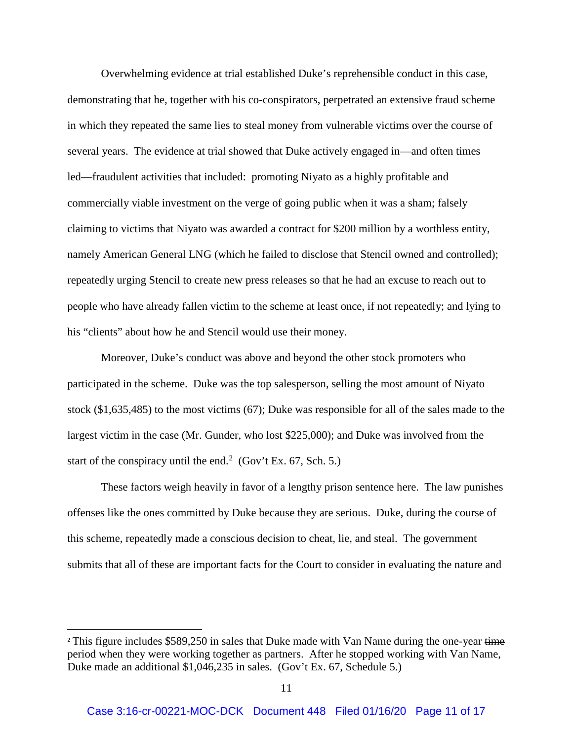Overwhelming evidence at trial established Duke's reprehensible conduct in this case, demonstrating that he, together with his co-conspirators, perpetrated an extensive fraud scheme in which they repeated the same lies to steal money from vulnerable victims over the course of several years. The evidence at trial showed that Duke actively engaged in—and often times led—fraudulent activities that included: promoting Niyato as a highly profitable and commercially viable investment on the verge of going public when it was a sham; falsely claiming to victims that Niyato was awarded a contract for $200 million by a worthless entity, namely American General LNG (which he failed to disclose that Stencil owned and controlled); repeatedly urging Stencil to create new press releases so that he had an excuse to reach out to people who have already fallen victim to the scheme at least once, if not repeatedly; and lying to his "clients" about how he and Stencil would use their money.

Moreover, Duke's conduct was above and beyond the other stock promoters who participated in the scheme. Duke was the top salesperson, selling the most amount of Niyato stock ($1,635,485) to the most victims (67); Duke was responsible for all of the sales made to the largest victim in the case (Mr. Gunder, who lost $225,000); and Duke was involved from the start of the conspiracy until the end.[2] (Gov't Ex. 67, Sch. 5.)

These factors weigh heavily in favor of a lengthy prison sentence here. The law punishes offenses like the ones committed by Duke because they are serious. Duke, during the course of this scheme, repeatedly made a conscious decision to cheat, lie, and steal. The government submits that all of these are important facts for the Court to consider in evaluating the nature and

---

[2] This figure includes $589,250 in sales that Duke made with Van Name during the one-year ~~time~~ period when they were working together as partners. After he stopped working with Van Name, Duke made an additional $1,046,235 in sales. (Gov't Ex. 67, Schedule 5.)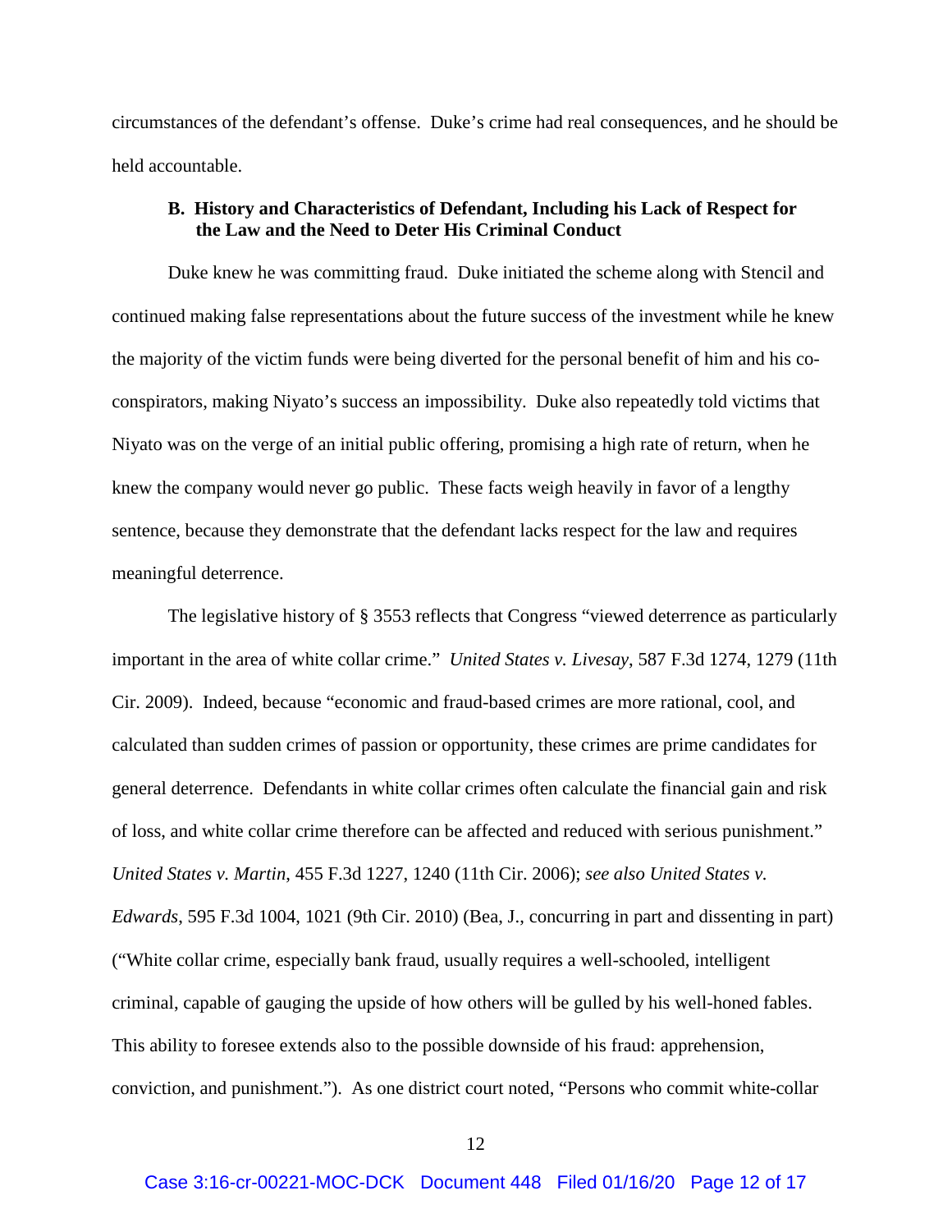circumstances of the defendant's offense. Duke's crime had real consequences, and he should be held accountable.

### B. History and Characteristics of Defendant, Including his Lack of Respect for the Law and the Need to Deter His Criminal Conduct

Duke knew he was committing fraud. Duke initiated the scheme along with Stencil and continued making false representations about the future success of the investment while he knew the majority of the victim funds were being diverted for the personal benefit of him and his co-conspirators, making Niyato's success an impossibility. Duke also repeatedly told victims that Niyato was on the verge of an initial public offering, promising a high rate of return, when he knew the company would never go public. These facts weigh heavily in favor of a lengthy sentence, because they demonstrate that the defendant lacks respect for the law and requires meaningful deterrence.

The legislative history of § 3553 reflects that Congress "viewed deterrence as particularly important in the area of white collar crime." *United States v. Livesay*, 587 F.3d 1274, 1279 (11th Cir. 2009). Indeed, because "economic and fraud-based crimes are more rational, cool, and calculated than sudden crimes of passion or opportunity, these crimes are prime candidates for general deterrence. Defendants in white collar crimes often calculate the financial gain and risk of loss, and white collar crime therefore can be affected and reduced with serious punishment." *United States v. Martin*, 455 F.3d 1227, 1240 (11th Cir. 2006); *see also United States v. Edwards*, 595 F.3d 1004, 1021 (9th Cir. 2010) (Bea, J., concurring in part and dissenting in part) ("White collar crime, especially bank fraud, usually requires a well-schooled, intelligent criminal, capable of gauging the upside of how others will be gulled by his well-honed fables. This ability to foresee extends also to the possible downside of his fraud: apprehension, conviction, and punishment."). As one district court noted, "Persons who commit white-collar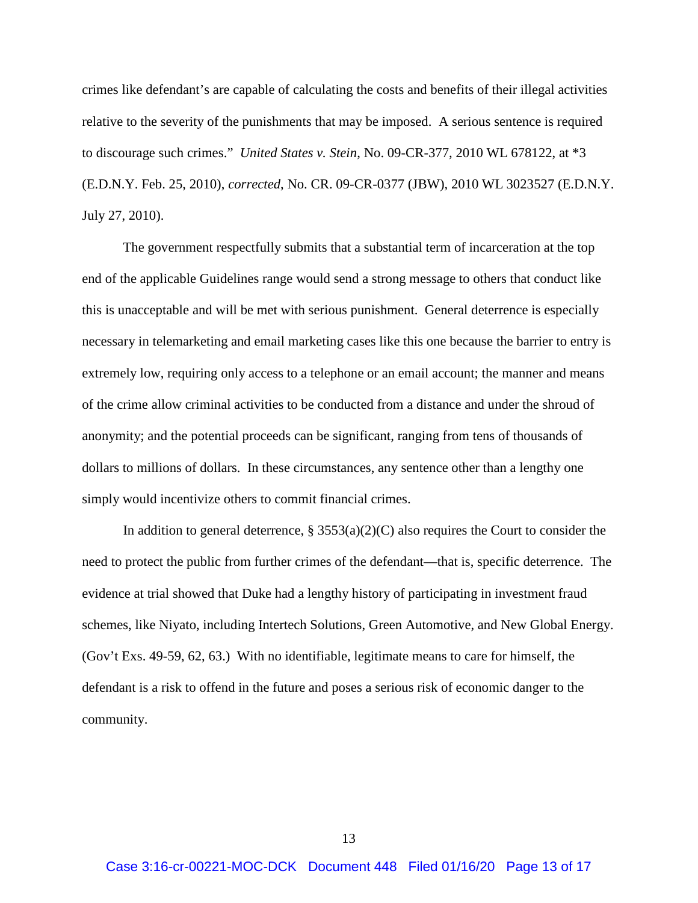crimes like defendant's are capable of calculating the costs and benefits of their illegal activities relative to the severity of the punishments that may be imposed. A serious sentence is required to discourage such crimes." *United States v. Stein*, No. 09-CR-377, 2010 WL 678122, at *3 (E.D.N.Y. Feb. 25, 2010), *corrected*, No. CR. 09-CR-0377 (JBW), 2010 WL 3023527 (E.D.N.Y. July 27, 2010).

The government respectfully submits that a substantial term of incarceration at the top end of the applicable Guidelines range would send a strong message to others that conduct like this is unacceptable and will be met with serious punishment. General deterrence is especially necessary in telemarketing and email marketing cases like this one because the barrier to entry is extremely low, requiring only access to a telephone or an email account; the manner and means of the crime allow criminal activities to be conducted from a distance and under the shroud of anonymity; and the potential proceeds can be significant, ranging from tens of thousands of dollars to millions of dollars. In these circumstances, any sentence other than a lengthy one simply would incentivize others to commit financial crimes.

In addition to general deterrence, § 3553(a)(2)(C) also requires the Court to consider the need to protect the public from further crimes of the defendant—that is, specific deterrence. The evidence at trial showed that Duke had a lengthy history of participating in investment fraud schemes, like Niyato, including Intertech Solutions, Green Automotive, and New Global Energy. (Gov't Exs. 49-59, 62, 63.) With no identifiable, legitimate means to care for himself, the defendant is a risk to offend in the future and poses a serious risk of economic danger to the community.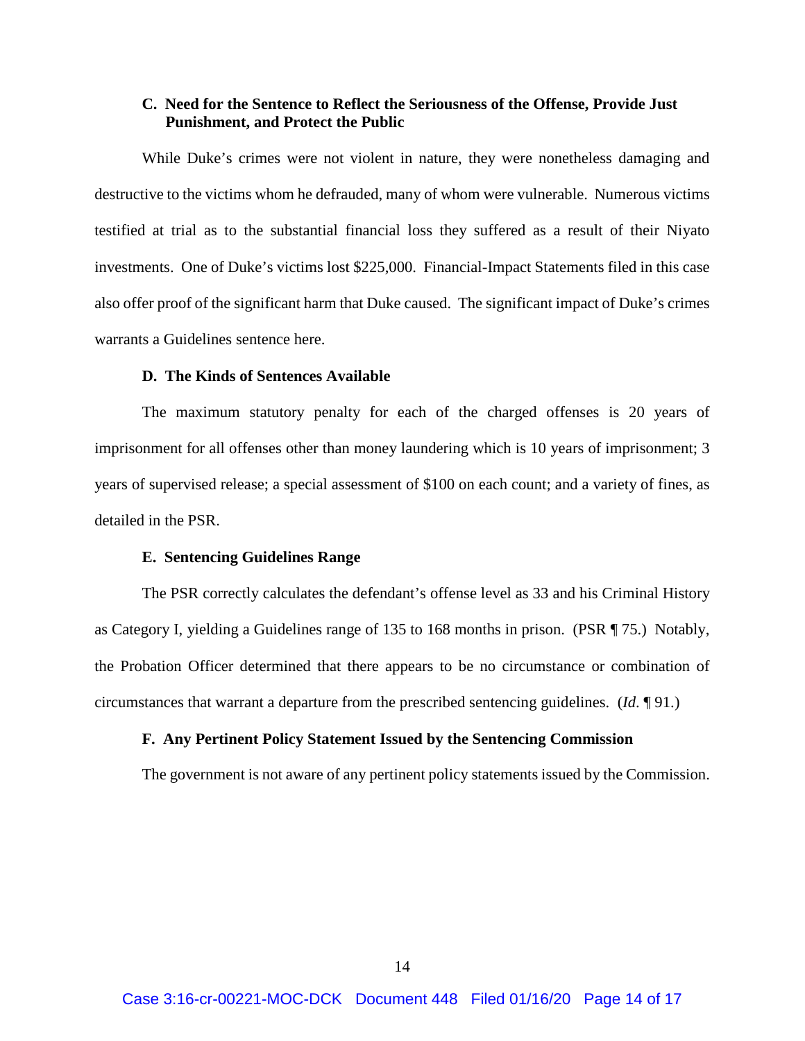### C. Need for the Sentence to Reflect the Seriousness of the Offense, Provide Just Punishment, and Protect the Public

While Duke's crimes were not violent in nature, they were nonetheless damaging and destructive to the victims whom he defrauded, many of whom were vulnerable. Numerous victims testified at trial as to the substantial financial loss they suffered as a result of their Niyato investments. One of Duke's victims lost $225,000. Financial-Impact Statements filed in this case also offer proof of the significant harm that Duke caused. The significant impact of Duke's crimes warrants a Guidelines sentence here.

### D. The Kinds of Sentences Available

The maximum statutory penalty for each of the charged offenses is 20 years of imprisonment for all offenses other than money laundering which is 10 years of imprisonment; 3 years of supervised release; a special assessment of $100 on each count; and a variety of fines, as detailed in the PSR.

### E. Sentencing Guidelines Range

The PSR correctly calculates the defendant's offense level as 33 and his Criminal History as Category I, yielding a Guidelines range of 135 to 168 months in prison. (PSR ¶ 75.) Notably, the Probation Officer determined that there appears to be no circumstance or combination of circumstances that warrant a departure from the prescribed sentencing guidelines. (*Id.* ¶ 91.)

### F. Any Pertinent Policy Statement Issued by the Sentencing Commission

The government is not aware of any pertinent policy statements issued by the Commission.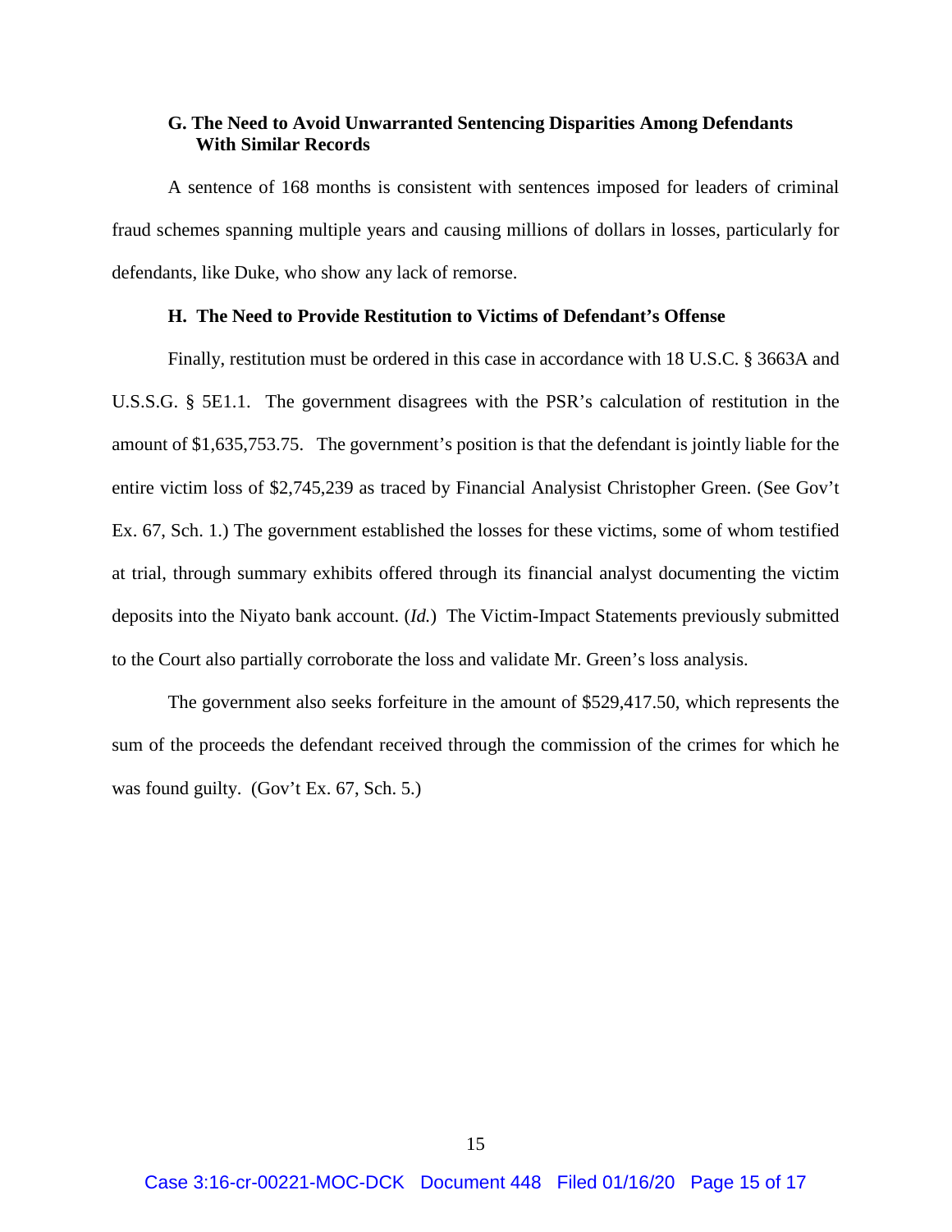### G. The Need to Avoid Unwarranted Sentencing Disparities Among Defendants With Similar Records

A sentence of 168 months is consistent with sentences imposed for leaders of criminal fraud schemes spanning multiple years and causing millions of dollars in losses, particularly for defendants, like Duke, who show any lack of remorse.

### H. The Need to Provide Restitution to Victims of Defendant's Offense

Finally, restitution must be ordered in this case in accordance with 18 U.S.C. § 3663A and U.S.S.G. § 5E1.1. The government disagrees with the PSR's calculation of restitution in the amount of $1,635,753.75. The government's position is that the defendant is jointly liable for the entire victim loss of $2,745,239 as traced by Financial Analysist Christopher Green. (See Gov't Ex. 67, Sch. 1.) The government established the losses for these victims, some of whom testified at trial, through summary exhibits offered through its financial analyst documenting the victim deposits into the Niyato bank account. (*Id.*) The Victim-Impact Statements previously submitted to the Court also partially corroborate the loss and validate Mr. Green's loss analysis.

The government also seeks forfeiture in the amount of $529,417.50, which represents the sum of the proceeds the defendant received through the commission of the crimes for which he was found guilty. (Gov't Ex. 67, Sch. 5.)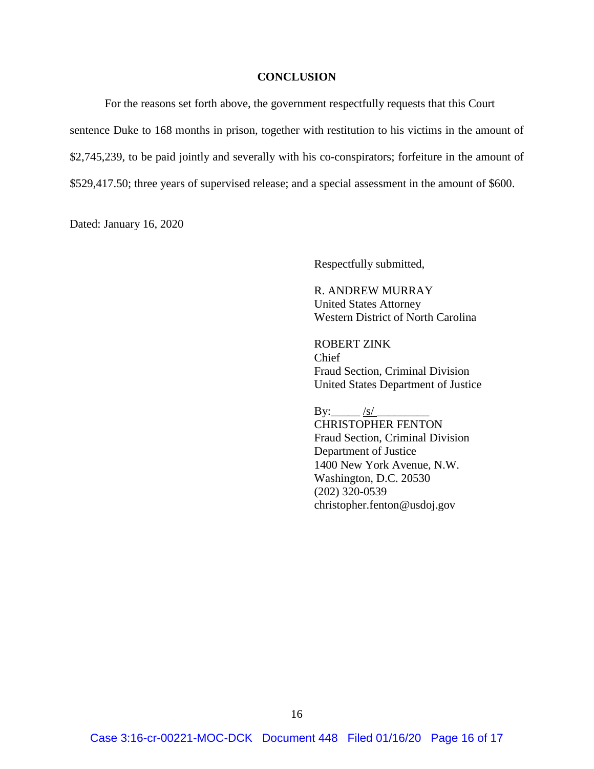## CONCLUSION

For the reasons set forth above, the government respectfully requests that this Court sentence Duke to 168 months in prison, together with restitution to his victims in the amount of $2,745,239, to be paid jointly and severally with his co-conspirators; forfeiture in the amount of $529,417.50; three years of supervised release; and a special assessment in the amount of $600.

Dated: January 16, 2020

Respectfully submitted,

R. ANDREW MURRAY
United States Attorney
Western District of North Carolina

ROBERT ZINK
Chief
Fraud Section, Criminal Division
United States Department of Justice

By:_____ /s/_________
CHRISTOPHER FENTON
Fraud Section, Criminal Division
Department of Justice
1400 New York Avenue, N.W.
Washington, D.C. 20530
(202) 320-0539
christopher.fenton@usdoj.gov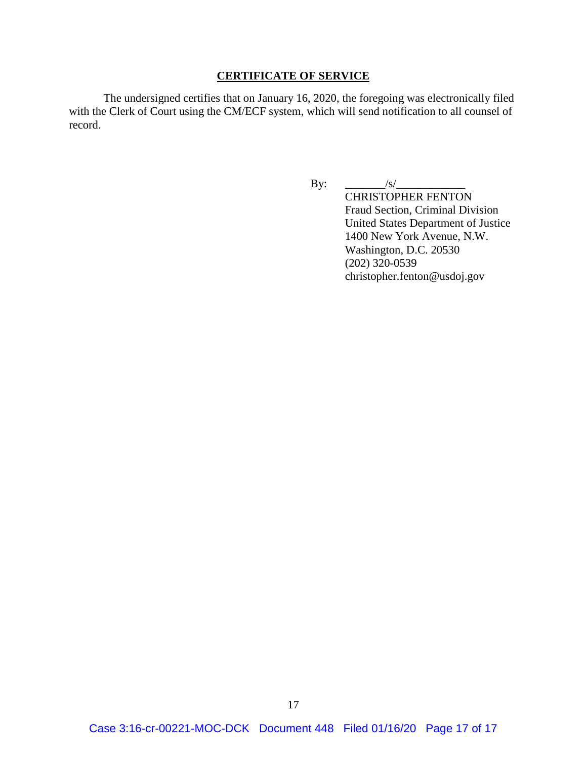**CERTIFICATE OF SERVICE**

The undersigned certifies that on January 16, 2020, the foregoing was electronically filed with the Clerk of Court using the CM/ECF system, which will send notification to all counsel of record.

By: _______/s/____________
CHRISTOPHER FENTON
Fraud Section, Criminal Division
United States Department of Justice
1400 New York Avenue, N.W.
Washington, D.C. 20530
(202) 320-0539
christopher.fenton@usdoj.gov